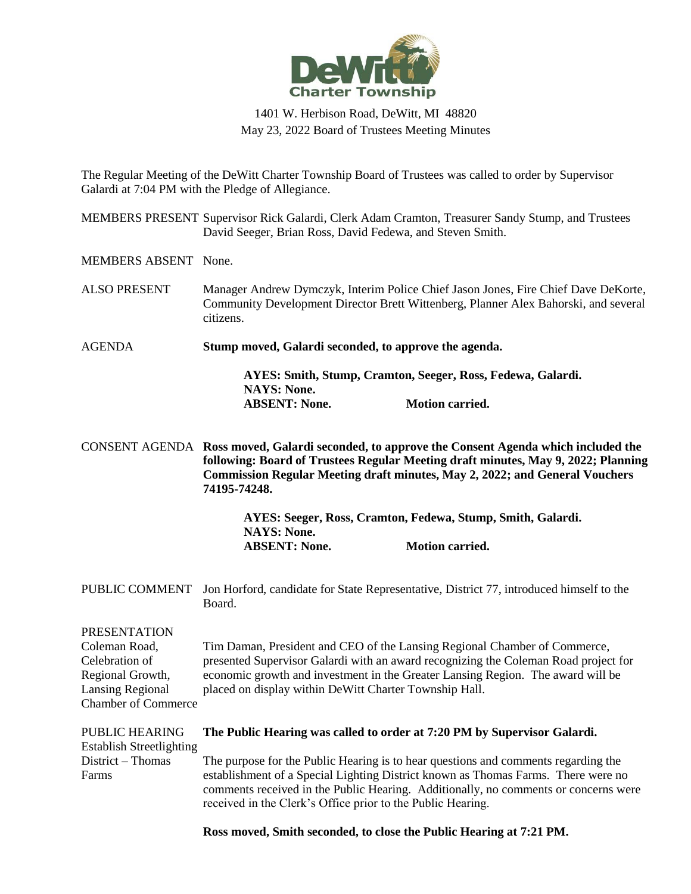DeWitt Charter Township

1401 W. Herbison Road, DeWitt, MI 48820
May 23, 2022 Board of Trustees Meeting Minutes

The Regular Meeting of the DeWitt Charter Township Board of Trustees was called to order by Supervisor Galardi at 7:04 PM with the Pledge of Allegiance.

MEMBERS PRESENT Supervisor Rick Galardi, Clerk Adam Cramton, Treasurer Sandy Stump, and Trustees David Seeger, Brian Ross, David Fedewa, and Steven Smith.

MEMBERS ABSENT None.

ALSO PRESENT Manager Andrew Dymczyk, Interim Police Chief Jason Jones, Fire Chief Dave DeKorte, Community Development Director Brett Wittenberg, Planner Alex Bahorski, and several citizens.

AGENDA **Stump moved, Galardi seconded, to approve the agenda.**

**AYES: Smith, Stump, Cramton, Seeger, Ross, Fedewa, Galardi.**
**NAYS: None.**
**ABSENT: None. Motion carried.**

CONSENT AGENDA **Ross moved, Galardi seconded, to approve the Consent Agenda which included the following: Board of Trustees Regular Meeting draft minutes, May 9, 2022; Planning Commission Regular Meeting draft minutes, May 2, 2022; and General Vouchers 74195-74248.**

**AYES: Seeger, Ross, Cramton, Fedewa, Stump, Smith, Galardi.**
**NAYS: None.**
**ABSENT: None. Motion carried.**

PUBLIC COMMENT Jon Horford, candidate for State Representative, District 77, introduced himself to the Board.

PRESENTATION
Coleman Road, Celebration of Regional Growth, Lansing Regional Chamber of Commerce

Tim Daman, President and CEO of the Lansing Regional Chamber of Commerce, presented Supervisor Galardi with an award recognizing the Coleman Road project for economic growth and investment in the Greater Lansing Region. The award will be placed on display within DeWitt Charter Township Hall.

PUBLIC HEARING
Establish Streetlighting District – Thomas Farms

**The Public Hearing was called to order at 7:20 PM by Supervisor Galardi.**

The purpose for the Public Hearing is to hear questions and comments regarding the establishment of a Special Lighting District known as Thomas Farms. There were no comments received in the Public Hearing. Additionally, no comments or concerns were received in the Clerk's Office prior to the Public Hearing.

**Ross moved, Smith seconded, to close the Public Hearing at 7:21 PM.**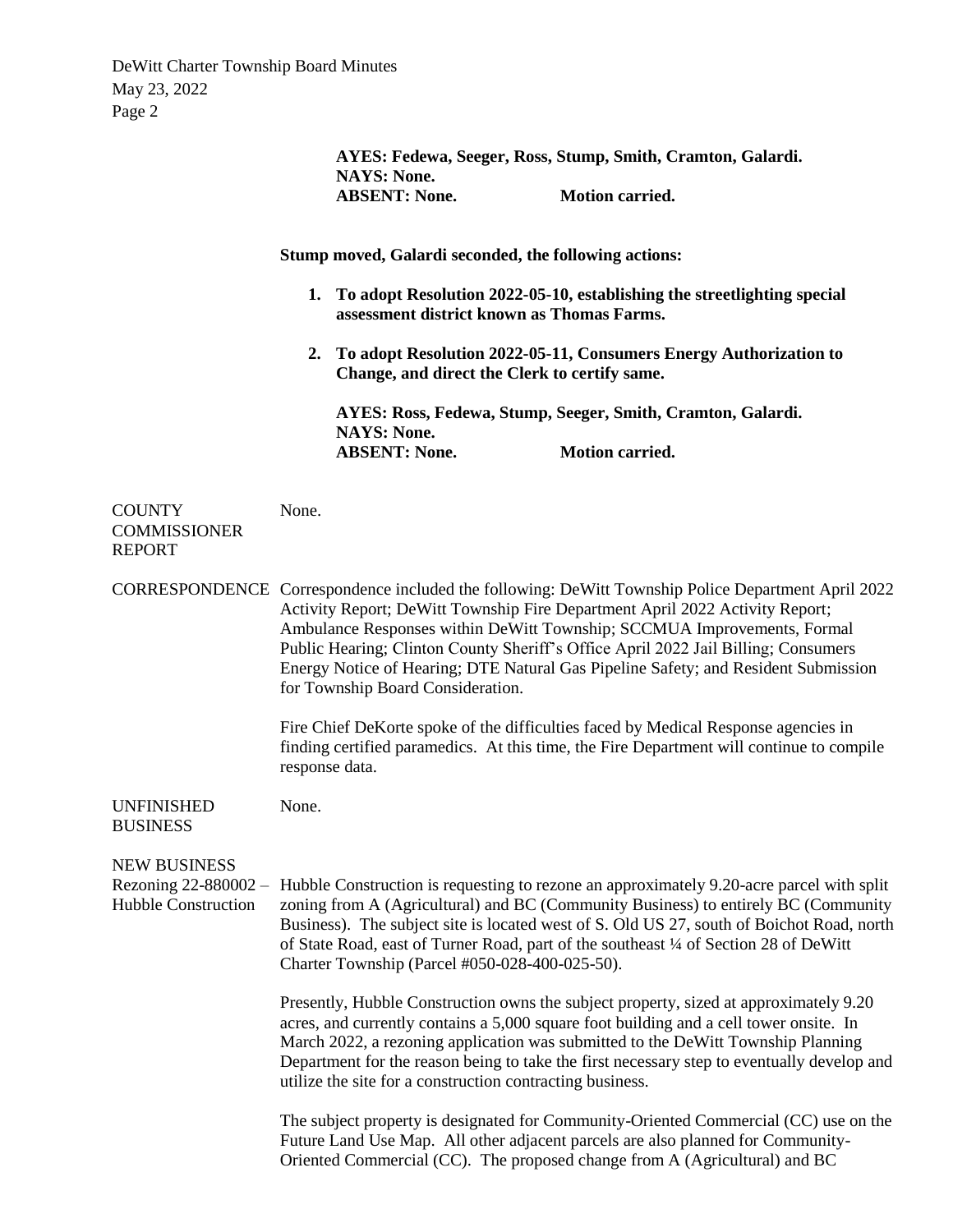**AYES: Fedewa, Seeger, Ross, Stump, Smith, Cramton, Galardi.**
**NAYS: None.**
**ABSENT: None. Motion carried.**

**Stump moved, Galardi seconded, the following actions:**

1. **To adopt Resolution 2022-05-10, establishing the streetlighting special assessment district known as Thomas Farms.**

2. **To adopt Resolution 2022-05-11, Consumers Energy Authorization to Change, and direct the Clerk to certify same.**

**AYES: Ross, Fedewa, Stump, Seeger, Smith, Cramton, Galardi.**
**NAYS: None.**
**ABSENT: None. Motion carried.**

COUNTY COMMISSIONER REPORT

None.

CORRESPONDENCE

Correspondence included the following: DeWitt Township Police Department April 2022 Activity Report; DeWitt Township Fire Department April 2022 Activity Report; Ambulance Responses within DeWitt Township; SCCMUA Improvements, Formal Public Hearing; Clinton County Sheriff's Office April 2022 Jail Billing; Consumers Energy Notice of Hearing; DTE Natural Gas Pipeline Safety; and Resident Submission for Township Board Consideration.

Fire Chief DeKorte spoke of the difficulties faced by Medical Response agencies in finding certified paramedics. At this time, the Fire Department will continue to compile response data.

UNFINISHED BUSINESS

None.

NEW BUSINESS

Rezoning 22-880002 – Hubble Construction

Hubble Construction is requesting to rezone an approximately 9.20-acre parcel with split zoning from A (Agricultural) and BC (Community Business) to entirely BC (Community Business). The subject site is located west of S. Old US 27, south of Boichot Road, north of State Road, east of Turner Road, part of the southeast ¼ of Section 28 of DeWitt Charter Township (Parcel #050-028-400-025-50).

Presently, Hubble Construction owns the subject property, sized at approximately 9.20 acres, and currently contains a 5,000 square foot building and a cell tower onsite. In March 2022, a rezoning application was submitted to the DeWitt Township Planning Department for the reason being to take the first necessary step to eventually develop and utilize the site for a construction contracting business.

The subject property is designated for Community-Oriented Commercial (CC) use on the Future Land Use Map. All other adjacent parcels are also planned for Community-Oriented Commercial (CC). The proposed change from A (Agricultural) and BC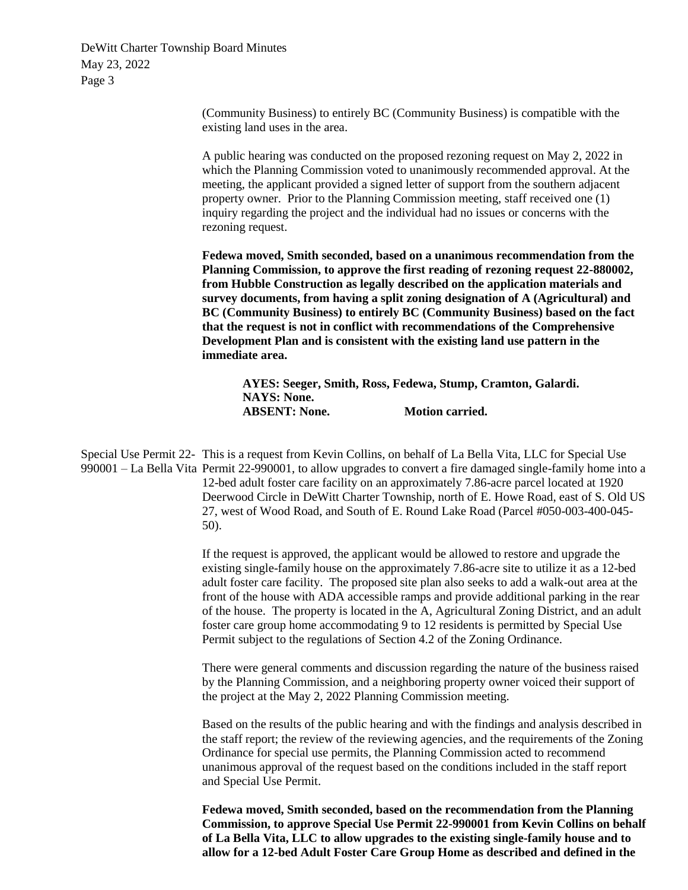(Community Business) to entirely BC (Community Business) is compatible with the existing land uses in the area.

A public hearing was conducted on the proposed rezoning request on May 2, 2022 in which the Planning Commission voted to unanimously recommended approval. At the meeting, the applicant provided a signed letter of support from the southern adjacent property owner. Prior to the Planning Commission meeting, staff received one (1) inquiry regarding the project and the individual had no issues or concerns with the rezoning request.

**Fedewa moved, Smith seconded, based on a unanimous recommendation from the Planning Commission, to approve the first reading of rezoning request 22-880002, from Hubble Construction as legally described on the application materials and survey documents, from having a split zoning designation of A (Agricultural) and BC (Community Business) to entirely BC (Community Business) based on the fact that the request is not in conflict with recommendations of the Comprehensive Development Plan and is consistent with the existing land use pattern in the immediate area.**

**AYES: Seeger, Smith, Ross, Fedewa, Stump, Cramton, Galardi.**
**NAYS: None.**
**ABSENT: None. Motion carried.**

Special Use Permit 22-990001 – La Bella Vita

This is a request from Kevin Collins, on behalf of La Bella Vita, LLC for Special Use Permit 22-990001, to allow upgrades to convert a fire damaged single-family home into a 12-bed adult foster care facility on an approximately 7.86-acre parcel located at 1920 Deerwood Circle in DeWitt Charter Township, north of E. Howe Road, east of S. Old US 27, west of Wood Road, and South of E. Round Lake Road (Parcel #050-003-400-045-50).

If the request is approved, the applicant would be allowed to restore and upgrade the existing single-family house on the approximately 7.86-acre site to utilize it as a 12-bed adult foster care facility. The proposed site plan also seeks to add a walk-out area at the front of the house with ADA accessible ramps and provide additional parking in the rear of the house. The property is located in the A, Agricultural Zoning District, and an adult foster care group home accommodating 9 to 12 residents is permitted by Special Use Permit subject to the regulations of Section 4.2 of the Zoning Ordinance.

There were general comments and discussion regarding the nature of the business raised by the Planning Commission, and a neighboring property owner voiced their support of the project at the May 2, 2022 Planning Commission meeting.

Based on the results of the public hearing and with the findings and analysis described in the staff report; the review of the reviewing agencies, and the requirements of the Zoning Ordinance for special use permits, the Planning Commission acted to recommend unanimous approval of the request based on the conditions included in the staff report and Special Use Permit.

**Fedewa moved, Smith seconded, based on the recommendation from the Planning Commission, to approve Special Use Permit 22-990001 from Kevin Collins on behalf of La Bella Vita, LLC to allow upgrades to the existing single-family house and to allow for a 12-bed Adult Foster Care Group Home as described and defined in the**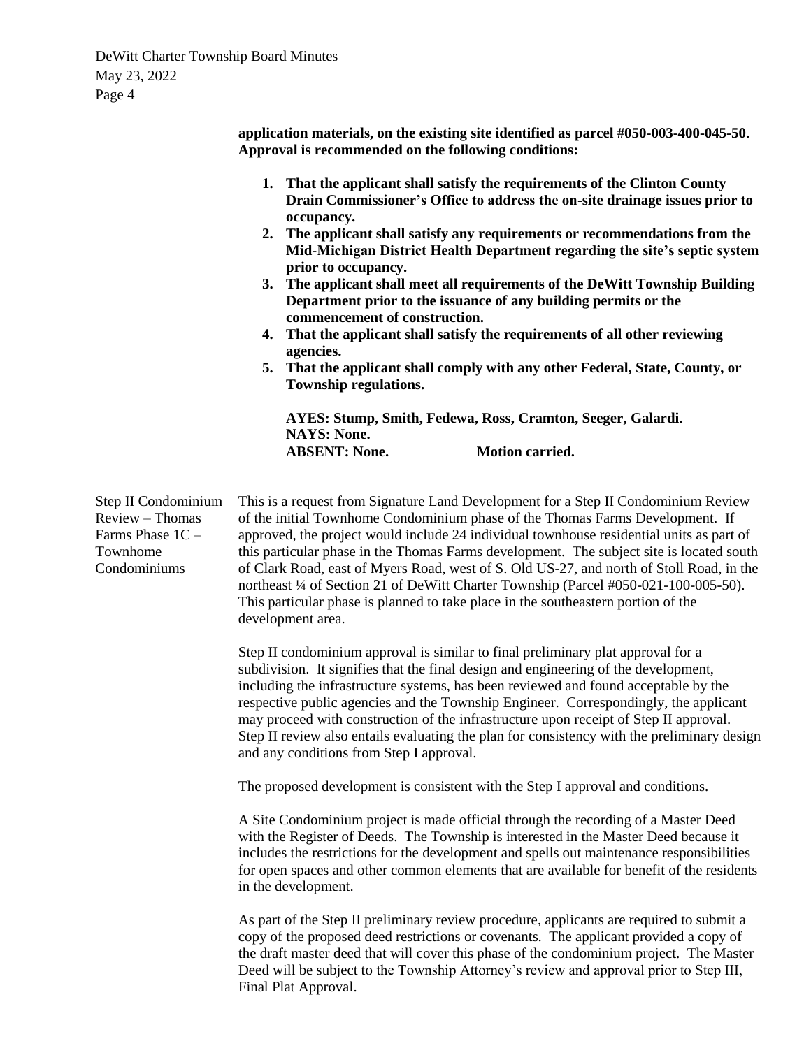**application materials, on the existing site identified as parcel #050-003-400-045-50. Approval is recommended on the following conditions:**

1. **That the applicant shall satisfy the requirements of the Clinton County Drain Commissioner's Office to address the on-site drainage issues prior to occupancy.**
2. **The applicant shall satisfy any requirements or recommendations from the Mid-Michigan District Health Department regarding the site's septic system prior to occupancy.**
3. **The applicant shall meet all requirements of the DeWitt Township Building Department prior to the issuance of any building permits or the commencement of construction.**
4. **That the applicant shall satisfy the requirements of all other reviewing agencies.**
5. **That the applicant shall comply with any other Federal, State, County, or Township regulations.**

**AYES: Stump, Smith, Fedewa, Ross, Cramton, Seeger, Galardi.**
**NAYS: None.**
**ABSENT: None. Motion carried.**

Step II Condominium Review – Thomas Farms Phase 1C – Townhome Condominiums

This is a request from Signature Land Development for a Step II Condominium Review of the initial Townhome Condominium phase of the Thomas Farms Development. If approved, the project would include 24 individual townhouse residential units as part of this particular phase in the Thomas Farms development. The subject site is located south of Clark Road, east of Myers Road, west of S. Old US-27, and north of Stoll Road, in the northeast ¼ of Section 21 of DeWitt Charter Township (Parcel #050-021-100-005-50). This particular phase is planned to take place in the southeastern portion of the development area.

Step II condominium approval is similar to final preliminary plat approval for a subdivision. It signifies that the final design and engineering of the development, including the infrastructure systems, has been reviewed and found acceptable by the respective public agencies and the Township Engineer. Correspondingly, the applicant may proceed with construction of the infrastructure upon receipt of Step II approval. Step II review also entails evaluating the plan for consistency with the preliminary design and any conditions from Step I approval.

The proposed development is consistent with the Step I approval and conditions.

A Site Condominium project is made official through the recording of a Master Deed with the Register of Deeds. The Township is interested in the Master Deed because it includes the restrictions for the development and spells out maintenance responsibilities for open spaces and other common elements that are available for benefit of the residents in the development.

As part of the Step II preliminary review procedure, applicants are required to submit a copy of the proposed deed restrictions or covenants. The applicant provided a copy of the draft master deed that will cover this phase of the condominium project. The Master Deed will be subject to the Township Attorney's review and approval prior to Step III, Final Plat Approval.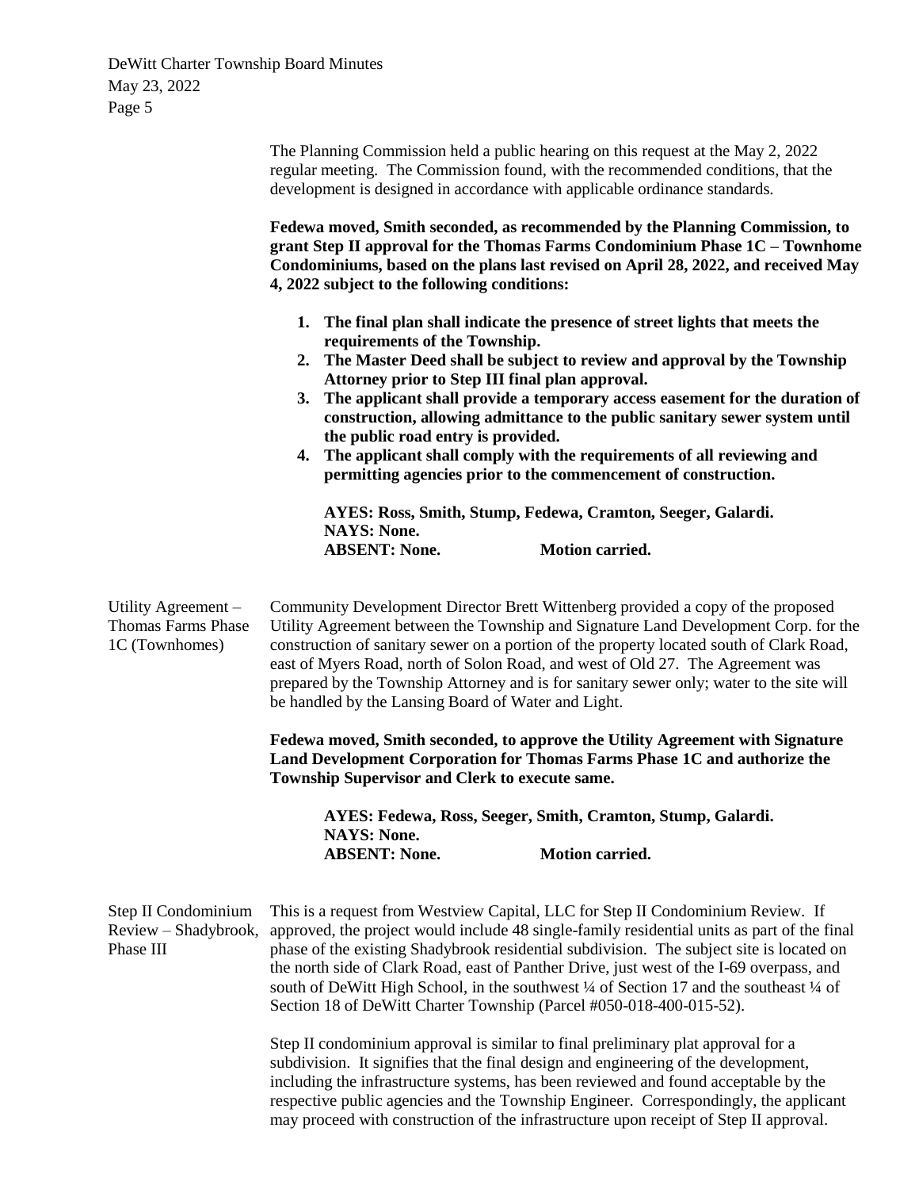The Planning Commission held a public hearing on this request at the May 2, 2022 regular meeting. The Commission found, with the recommended conditions, that the development is designed in accordance with applicable ordinance standards.

**Fedewa moved, Smith seconded, as recommended by the Planning Commission, to grant Step II approval for the Thomas Farms Condominium Phase 1C – Townhome Condominiums, based on the plans last revised on April 28, 2022, and received May 4, 2022 subject to the following conditions:**

1. **The final plan shall indicate the presence of street lights that meets the requirements of the Township.**
2. **The Master Deed shall be subject to review and approval by the Township Attorney prior to Step III final plan approval.**
3. **The applicant shall provide a temporary access easement for the duration of construction, allowing admittance to the public sanitary sewer system until the public road entry is provided.**
4. **The applicant shall comply with the requirements of all reviewing and permitting agencies prior to the commencement of construction.**

**AYES: Ross, Smith, Stump, Fedewa, Cramton, Seeger, Galardi.**
**NAYS: None.**
**ABSENT: None. Motion carried.**

**Utility Agreement – Thomas Farms Phase 1C (Townhomes)**

Community Development Director Brett Wittenberg provided a copy of the proposed Utility Agreement between the Township and Signature Land Development Corp. for the construction of sanitary sewer on a portion of the property located south of Clark Road, east of Myers Road, north of Solon Road, and west of Old 27. The Agreement was prepared by the Township Attorney and is for sanitary sewer only; water to the site will be handled by the Lansing Board of Water and Light.

**Fedewa moved, Smith seconded, to approve the Utility Agreement with Signature Land Development Corporation for Thomas Farms Phase 1C and authorize the Township Supervisor and Clerk to execute same.**

**AYES: Fedewa, Ross, Seeger, Smith, Cramton, Stump, Galardi.**
**NAYS: None.**
**ABSENT: None. Motion carried.**

**Step II Condominium Review – Shadybrook, Phase III**

This is a request from Westview Capital, LLC for Step II Condominium Review. If approved, the project would include 48 single-family residential units as part of the final phase of the existing Shadybrook residential subdivision. The subject site is located on the north side of Clark Road, east of Panther Drive, just west of the I-69 overpass, and south of DeWitt High School, in the southwest ¼ of Section 17 and the southeast ¼ of Section 18 of DeWitt Charter Township (Parcel #050-018-400-015-52).

Step II condominium approval is similar to final preliminary plat approval for a subdivision. It signifies that the final design and engineering of the development, including the infrastructure systems, has been reviewed and found acceptable by the respective public agencies and the Township Engineer. Correspondingly, the applicant may proceed with construction of the infrastructure upon receipt of Step II approval.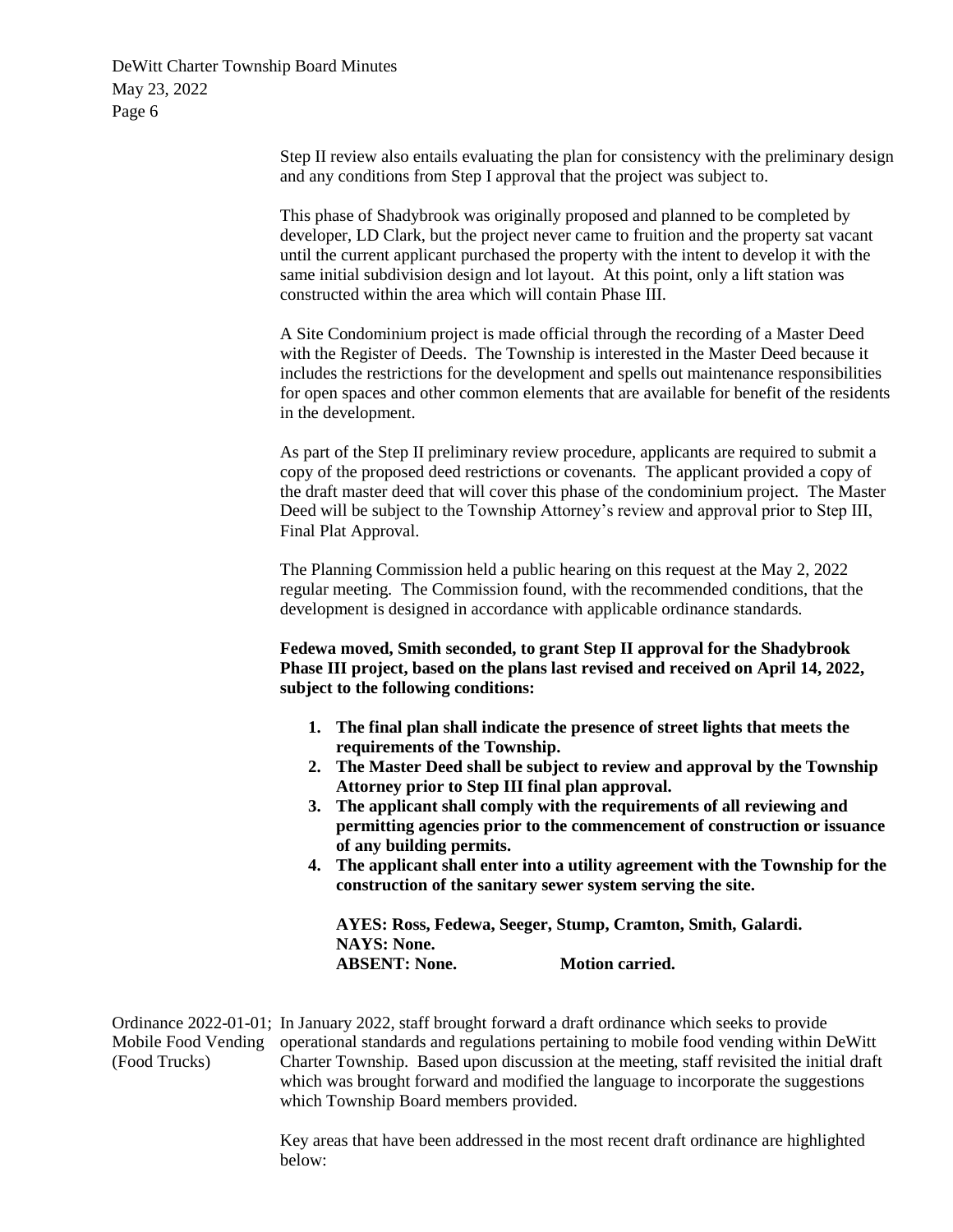Step II review also entails evaluating the plan for consistency with the preliminary design and any conditions from Step I approval that the project was subject to.

This phase of Shadybrook was originally proposed and planned to be completed by developer, LD Clark, but the project never came to fruition and the property sat vacant until the current applicant purchased the property with the intent to develop it with the same initial subdivision design and lot layout. At this point, only a lift station was constructed within the area which will contain Phase III.

A Site Condominium project is made official through the recording of a Master Deed with the Register of Deeds. The Township is interested in the Master Deed because it includes the restrictions for the development and spells out maintenance responsibilities for open spaces and other common elements that are available for benefit of the residents in the development.

As part of the Step II preliminary review procedure, applicants are required to submit a copy of the proposed deed restrictions or covenants. The applicant provided a copy of the draft master deed that will cover this phase of the condominium project. The Master Deed will be subject to the Township Attorney's review and approval prior to Step III, Final Plat Approval.

The Planning Commission held a public hearing on this request at the May 2, 2022 regular meeting. The Commission found, with the recommended conditions, that the development is designed in accordance with applicable ordinance standards.

**Fedewa moved, Smith seconded, to grant Step II approval for the Shadybrook Phase III project, based on the plans last revised and received on April 14, 2022, subject to the following conditions:**

1. **The final plan shall indicate the presence of street lights that meets the requirements of the Township.**
2. **The Master Deed shall be subject to review and approval by the Township Attorney prior to Step III final plan approval.**
3. **The applicant shall comply with the requirements of all reviewing and permitting agencies prior to the commencement of construction or issuance of any building permits.**
4. **The applicant shall enter into a utility agreement with the Township for the construction of the sanitary sewer system serving the site.**

**AYES: Ross, Fedewa, Seeger, Stump, Cramton, Smith, Galardi.**
**NAYS: None.**
**ABSENT: None. Motion carried.**

Ordinance 2022-01-01; Mobile Food Vending (Food Trucks)

In January 2022, staff brought forward a draft ordinance which seeks to provide operational standards and regulations pertaining to mobile food vending within DeWitt Charter Township. Based upon discussion at the meeting, staff revisited the initial draft which was brought forward and modified the language to incorporate the suggestions which Township Board members provided.

Key areas that have been addressed in the most recent draft ordinance are highlighted below: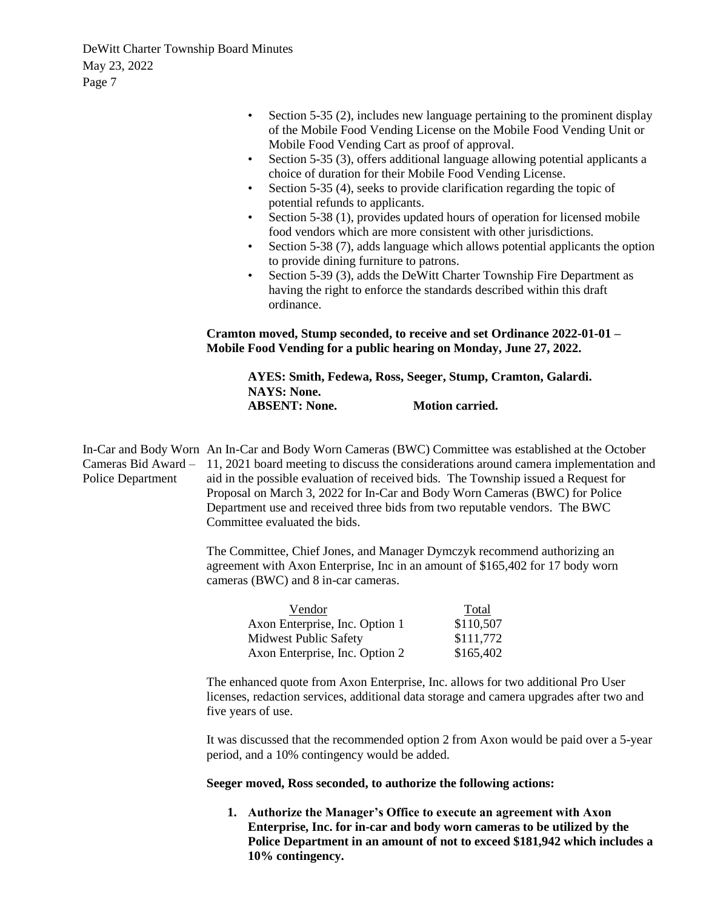- Section 5-35 (2), includes new language pertaining to the prominent display of the Mobile Food Vending License on the Mobile Food Vending Unit or Mobile Food Vending Cart as proof of approval.
- Section 5-35 (3), offers additional language allowing potential applicants a choice of duration for their Mobile Food Vending License.
- Section 5-35 (4), seeks to provide clarification regarding the topic of potential refunds to applicants.
- Section 5-38 (1), provides updated hours of operation for licensed mobile food vendors which are more consistent with other jurisdictions.
- Section 5-38 (7), adds language which allows potential applicants the option to provide dining furniture to patrons.
- Section 5-39 (3), adds the DeWitt Charter Township Fire Department as having the right to enforce the standards described within this draft ordinance.

**Cramton moved, Stump seconded, to receive and set Ordinance 2022-01-01 – Mobile Food Vending for a public hearing on Monday, June 27, 2022.**

**AYES: Smith, Fedewa, Ross, Seeger, Stump, Cramton, Galardi.**
**NAYS: None.**
**ABSENT: None. Motion carried.**

In-Car and Body Worn Cameras Bid Award – Police Department

An In-Car and Body Worn Cameras (BWC) Committee was established at the October 11, 2021 board meeting to discuss the considerations around camera implementation and aid in the possible evaluation of received bids. The Township issued a Request for Proposal on March 3, 2022 for In-Car and Body Worn Cameras (BWC) for Police Department use and received three bids from two reputable vendors. The BWC Committee evaluated the bids.

The Committee, Chief Jones, and Manager Dymczyk recommend authorizing an agreement with Axon Enterprise, Inc in an amount of $165,402 for 17 body worn cameras (BWC) and 8 in-car cameras.

| Vendor | Total |
|---|---|
| Axon Enterprise, Inc. Option 1 | $110,507 |
| Midwest Public Safety | $111,772 |
| Axon Enterprise, Inc. Option 2 | $165,402 |

The enhanced quote from Axon Enterprise, Inc. allows for two additional Pro User licenses, redaction services, additional data storage and camera upgrades after two and five years of use.

It was discussed that the recommended option 2 from Axon would be paid over a 5-year period, and a 10% contingency would be added.

**Seeger moved, Ross seconded, to authorize the following actions:**

1. **Authorize the Manager's Office to execute an agreement with Axon Enterprise, Inc. for in-car and body worn cameras to be utilized by the Police Department in an amount of not to exceed $181,942 which includes a 10% contingency.**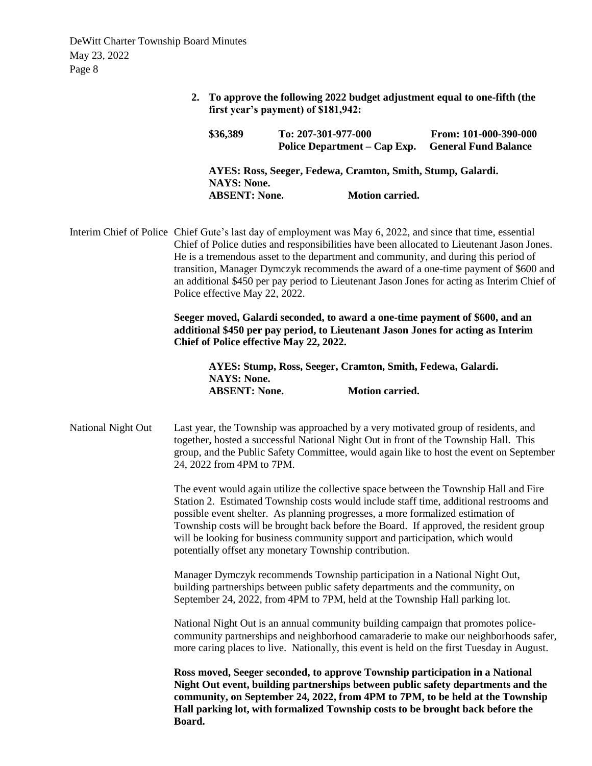2. **To approve the following 2022 budget adjustment equal to one-fifth (the first year's payment) of $181,942:**

| | | |
|---|---|---|
| **$36,389** | **To: 207-301-977-000 Police Department – Cap Exp.** | **From: 101-000-390-000 General Fund Balance** |

**AYES: Ross, Seeger, Fedewa, Cramton, Smith, Stump, Galardi.**
**NAYS: None.**
**ABSENT: None. Motion carried.**

## Interim Chief of Police

Chief Gute's last day of employment was May 6, 2022, and since that time, essential Chief of Police duties and responsibilities have been allocated to Lieutenant Jason Jones. He is a tremendous asset to the department and community, and during this period of transition, Manager Dymczyk recommends the award of a one-time payment of $600 and an additional $450 per pay period to Lieutenant Jason Jones for acting as Interim Chief of Police effective May 22, 2022.

**Seeger moved, Galardi seconded, to award a one-time payment of $600, and an additional $450 per pay period, to Lieutenant Jason Jones for acting as Interim Chief of Police effective May 22, 2022.**

**AYES: Stump, Ross, Seeger, Cramton, Smith, Fedewa, Galardi.**
**NAYS: None.**
**ABSENT: None. Motion carried.**

## National Night Out

Last year, the Township was approached by a very motivated group of residents, and together, hosted a successful National Night Out in front of the Township Hall. This group, and the Public Safety Committee, would again like to host the event on September 24, 2022 from 4PM to 7PM.

The event would again utilize the collective space between the Township Hall and Fire Station 2. Estimated Township costs would include staff time, additional restrooms and possible event shelter. As planning progresses, a more formalized estimation of Township costs will be brought back before the Board. If approved, the resident group will be looking for business community support and participation, which would potentially offset any monetary Township contribution.

Manager Dymczyk recommends Township participation in a National Night Out, building partnerships between public safety departments and the community, on September 24, 2022, from 4PM to 7PM, held at the Township Hall parking lot.

National Night Out is an annual community building campaign that promotes police-community partnerships and neighborhood camaraderie to make our neighborhoods safer, more caring places to live. Nationally, this event is held on the first Tuesday in August.

**Ross moved, Seeger seconded, to approve Township participation in a National Night Out event, building partnerships between public safety departments and the community, on September 24, 2022, from 4PM to 7PM, to be held at the Township Hall parking lot, with formalized Township costs to be brought back before the Board.**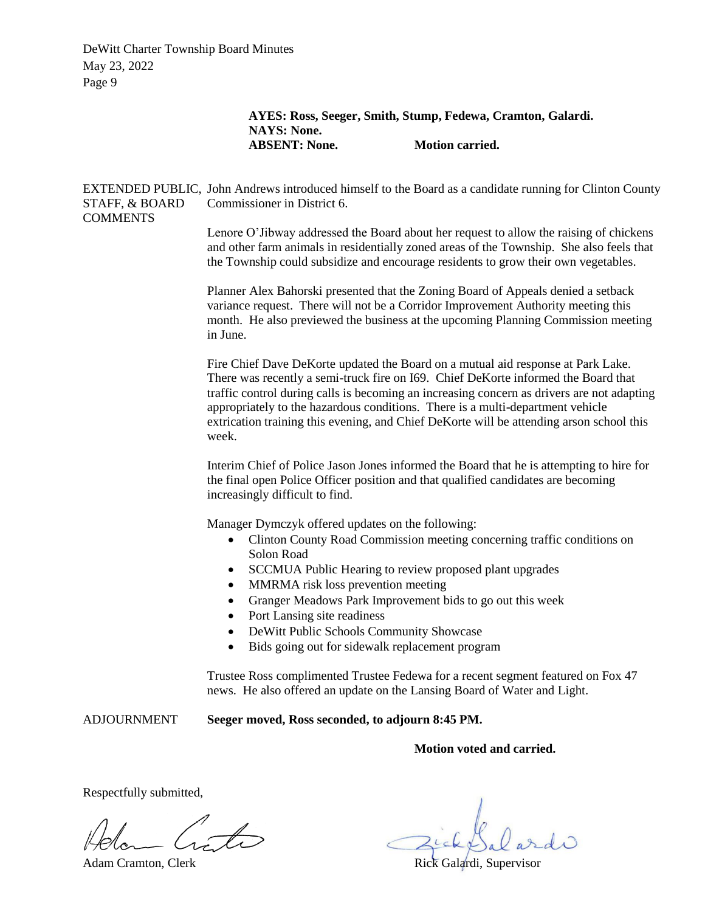**AYES: Ross, Seeger, Smith, Stump, Fedewa, Cramton, Galardi.**
**NAYS: None.**
**ABSENT: None. Motion carried.**

EXTENDED PUBLIC, STAFF, & BOARD COMMENTS

John Andrews introduced himself to the Board as a candidate running for Clinton County Commissioner in District 6.

Lenore O'Jibway addressed the Board about her request to allow the raising of chickens and other farm animals in residentially zoned areas of the Township. She also feels that the Township could subsidize and encourage residents to grow their own vegetables.

Planner Alex Bahorski presented that the Zoning Board of Appeals denied a setback variance request. There will not be a Corridor Improvement Authority meeting this month. He also previewed the business at the upcoming Planning Commission meeting in June.

Fire Chief Dave DeKorte updated the Board on a mutual aid response at Park Lake. There was recently a semi-truck fire on I69. Chief DeKorte informed the Board that traffic control during calls is becoming an increasing concern as drivers are not adapting appropriately to the hazardous conditions. There is a multi-department vehicle extrication training this evening, and Chief DeKorte will be attending arson school this week.

Interim Chief of Police Jason Jones informed the Board that he is attempting to hire for the final open Police Officer position and that qualified candidates are becoming increasingly difficult to find.

Manager Dymczyk offered updates on the following:

- Clinton County Road Commission meeting concerning traffic conditions on Solon Road
- SCCMUA Public Hearing to review proposed plant upgrades
- MMRMA risk loss prevention meeting
- Granger Meadows Park Improvement bids to go out this week
- Port Lansing site readiness
- DeWitt Public Schools Community Showcase
- Bids going out for sidewalk replacement program

Trustee Ross complimented Trustee Fedewa for a recent segment featured on Fox 47 news. He also offered an update on the Lansing Board of Water and Light.

ADJOURNMENT **Seeger moved, Ross seconded, to adjourn 8:45 PM.**

**Motion voted and carried.**

Respectfully submitted,

Adam Cramton, Clerk

Rick Galardi, Supervisor